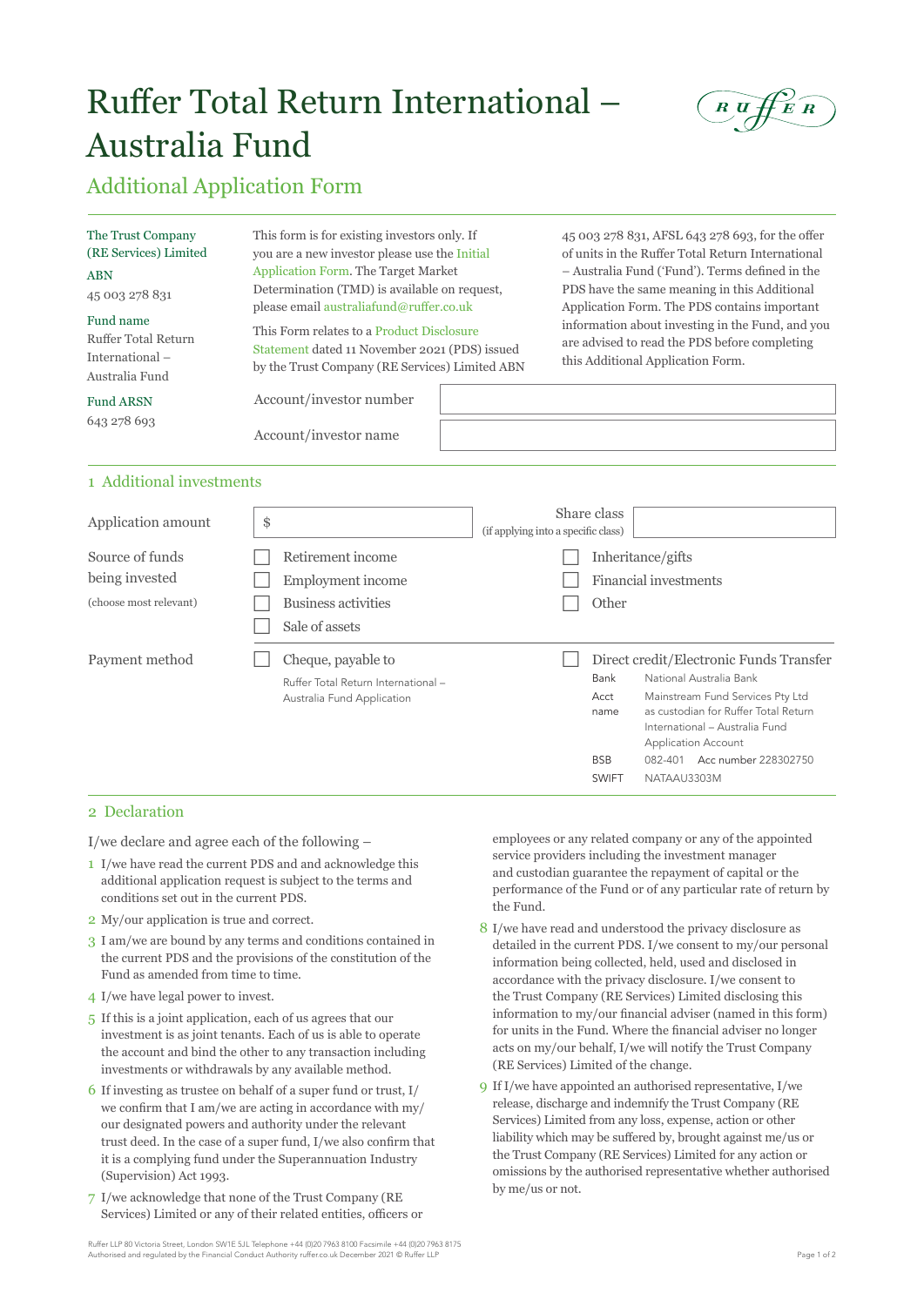# Ruffer Total Return International – Australia Fund

## Additional Application Form

**The Trust Company (RE Services) Limited**

**ABN**
45 003 278 831

**Fund name**
Ruffer Total Return International – Australia Fund

**Fund ARSN**
643 278 693

This form is for existing investors only. If you are a new investor please use the Initial Application Form. The Target Market Determination (TMD) is available on request, please email australiafund@ruffer.co.uk

This Form relates to a Product Disclosure Statement dated 11 November 2021 (PDS) issued by the Trust Company (RE Services) Limited ABN 45 003 278 831, AFSL 643 278 693, for the offer of units in the Ruffer Total Return International – Australia Fund ('Fund'). Terms defined in the PDS have the same meaning in this Additional Application Form. The PDS contains important information about investing in the Fund, and you are advised to read the PDS before completing this Additional Application Form.

| | |
|---|---|
| Account/investor number | |
| Account/investor name | |

## 1 Additional investments

| | | | |
|---|---|---|---|
| Application amount | $ | Share class (if applying into a specific class) | |

**Source of funds being invested** (choose most relevant)

- ☐ Retirement income
- ☐ Employment income
- ☐ Business activities
- ☐ Sale of assets
- ☐ Inheritance/gifts
- ☐ Financial investments
- ☐ Other

**Payment method**

- ☐ Cheque, payable to Ruffer Total Return International – Australia Fund Application
- ☐ Direct credit/Electronic Funds Transfer

| | |
|---|---|
| Bank | National Australia Bank |
| Acct name | Mainstream Fund Services Pty Ltd as custodian for Ruffer Total Return International – Australia Fund Application Account |
| BSB | 082-401 Acc number 228302750 |
| SWIFT | NATAAU3303M |

## 2 Declaration

I/we declare and agree each of the following –

1. I/we have read the current PDS and and acknowledge this additional application request is subject to the terms and conditions set out in the current PDS.
2. My/our application is true and correct.
3. I am/we are bound by any terms and conditions contained in the current PDS and the provisions of the constitution of the Fund as amended from time to time.
4. I/we have legal power to invest.
5. If this is a joint application, each of us agrees that our investment is as joint tenants. Each of us is able to operate the account and bind the other to any transaction including investments or withdrawals by any available method.
6. If investing as trustee on behalf of a super fund or trust, I/we confirm that I am/we are acting in accordance with my/our designated powers and authority under the relevant trust deed. In the case of a super fund, I/we also confirm that it is a complying fund under the Superannuation Industry (Supervision) Act 1993.
7. I/we acknowledge that none of the Trust Company (RE Services) Limited or any of their related entities, officers or employees or any related company or any of the appointed service providers including the investment manager and custodian guarantee the repayment of capital or the performance of the Fund or of any particular rate of return by the Fund.
8. I/we have read and understood the privacy disclosure as detailed in the current PDS. I/we consent to my/our personal information being collected, held, used and disclosed in accordance with the privacy disclosure. I/we consent to the Trust Company (RE Services) Limited disclosing this information to my/our financial adviser (named in this form) for units in the Fund. Where the financial adviser no longer acts on my/our behalf, I/we will notify the Trust Company (RE Services) Limited of the change.
9. If I/we have appointed an authorised representative, I/we release, discharge and indemnify the Trust Company (RE Services) Limited from any loss, expense, action or other liability which may be suffered by, brought against me/us or the Trust Company (RE Services) Limited for any action or omissions by the authorised representative whether authorised by me/us or not.

Ruffer LLP 80 Victoria Street, London SW1E 5JL Telephone +44 (0)20 7963 8100 Facsimile +44 (0)20 7963 8175
Authorised and regulated by the Financial Conduct Authority ruffer.co.uk December 2021 © Ruffer LLP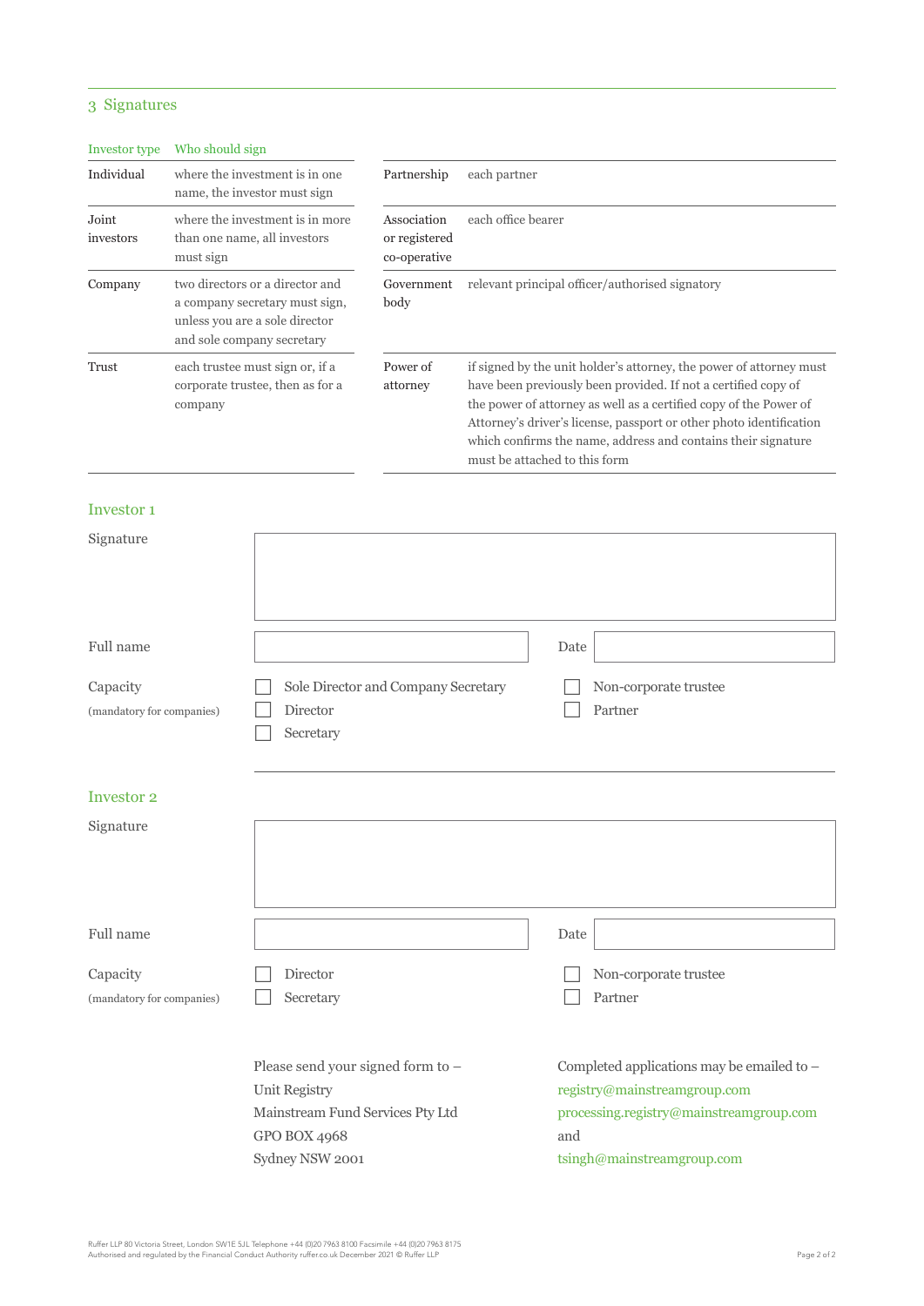## 3 Signatures

| Investor type | Who should sign | | |
|---|---|---|---|
| Individual | where the investment is in one name, the investor must sign | Partnership | each partner |
| Joint investors | where the investment is in more than one name, all investors must sign | Association or registered co-operative | each office bearer |
| Company | two directors or a director and a company secretary must sign, unless you are a sole director and sole company secretary | Government body | relevant principal officer/authorised signatory |
| Trust | each trustee must sign or, if a corporate trustee, then as for a company | Power of attorney | if signed by the unit holder's attorney, the power of attorney must have been previously been provided. If not a certified copy of the power of attorney as well as a certified copy of the Power of Attorney's driver's license, passport or other photo identification which confirms the name, address and contains their signature must be attached to this form |

### Investor 1

Signature

Full name

Date

Capacity
(mandatory for companies)

☐ Sole Director and Company Secretary
☐ Director
☐ Secretary
☐ Non-corporate trustee
☐ Partner

### Investor 2

Signature

Full name

Date

Capacity
(mandatory for companies)

☐ Director
☐ Secretary
☐ Non-corporate trustee
☐ Partner

Please send your signed form to –
Unit Registry
Mainstream Fund Services Pty Ltd
GPO BOX 4968
Sydney NSW 2001

Completed applications may be emailed to –
registry@mainstreamgroup.com
processing.registry@mainstreamgroup.com
and
tsingh@mainstreamgroup.com

Ruffer LLP 80 Victoria Street, London SW1E 5JL Telephone +44 (0)20 7963 8100 Facsimile +44 (0)20 7963 8175
Authorised and regulated by the Financial Conduct Authority ruffer.co.uk December 2021 © Ruffer LLP